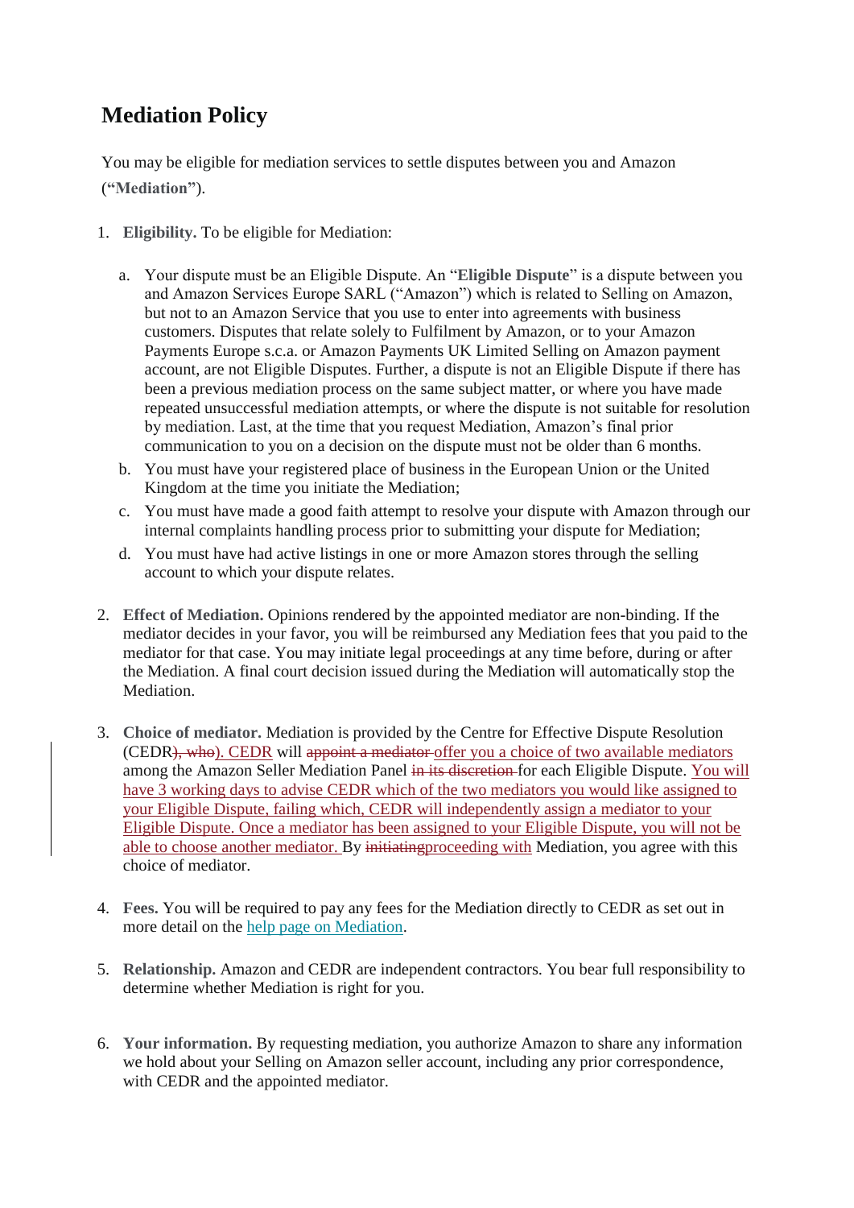# Mediation Policy

You may be eligible for mediation services to settle disputes between you and Amazon (**"Mediation"**).

1. **Eligibility.** To be eligible for Mediation:

    a. Your dispute must be an Eligible Dispute. An "**Eligible Dispute**" is a dispute between you and Amazon Services Europe SARL ("Amazon") which is related to Selling on Amazon, but not to an Amazon Service that you use to enter into agreements with business customers. Disputes that relate solely to Fulfilment by Amazon, or to your Amazon Payments Europe s.c.a. or Amazon Payments UK Limited Selling on Amazon payment account, are not Eligible Disputes. Further, a dispute is not an Eligible Dispute if there has been a previous mediation process on the same subject matter, or where you have made repeated unsuccessful mediation attempts, or where the dispute is not suitable for resolution by mediation. Last, at the time that you request Mediation, Amazon's final prior communication to you on a decision on the dispute must not be older than 6 months.

    b. You must have your registered place of business in the European Union or the United Kingdom at the time you initiate the Mediation;

    c. You must have made a good faith attempt to resolve your dispute with Amazon through our internal complaints handling process prior to submitting your dispute for Mediation;

    d. You must have had active listings in one or more Amazon stores through the selling account to which your dispute relates.

2. **Effect of Mediation.** Opinions rendered by the appointed mediator are non-binding. If the mediator decides in your favor, you will be reimbursed any Mediation fees that you paid to the mediator for that case. You may initiate legal proceedings at any time before, during or after the Mediation. A final court decision issued during the Mediation will automatically stop the Mediation.

3. **Choice of mediator.** Mediation is provided by the Centre for Effective Dispute Resolution (CEDR~~), who~~). CEDR will ~~appoint a mediator~~ offer you a choice of two available mediators among the Amazon Seller Mediation Panel ~~in its discretion~~ for each Eligible Dispute. You will have 3 working days to advise CEDR which of the two mediators you would like assigned to your Eligible Dispute, failing which, CEDR will independently assign a mediator to your Eligible Dispute. Once a mediator has been assigned to your Eligible Dispute, you will not be able to choose another mediator. By ~~initiating~~proceeding with Mediation, you agree with this choice of mediator.

4. **Fees.** You will be required to pay any fees for the Mediation directly to CEDR as set out in more detail on the help page on Mediation.

5. **Relationship.** Amazon and CEDR are independent contractors. You bear full responsibility to determine whether Mediation is right for you.

6. **Your information.** By requesting mediation, you authorize Amazon to share any information we hold about your Selling on Amazon seller account, including any prior correspondence, with CEDR and the appointed mediator.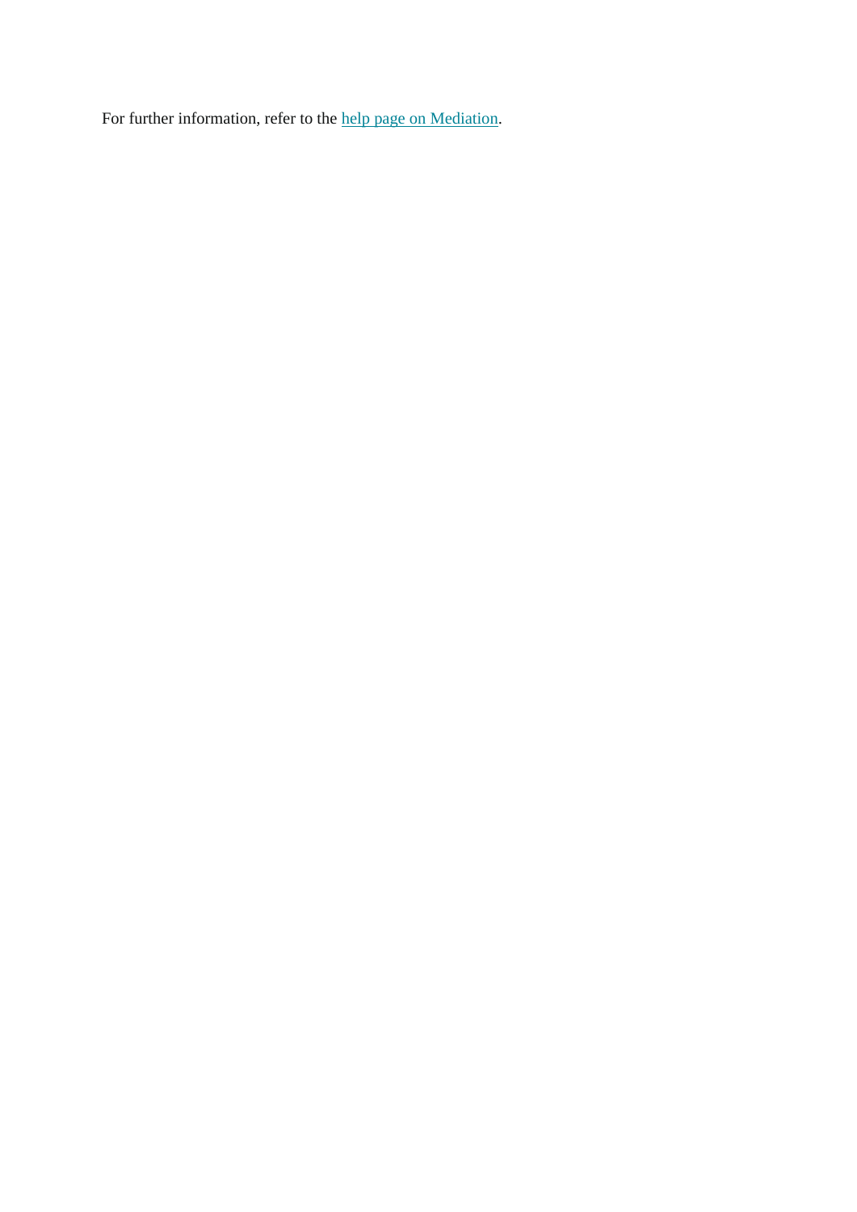For further information, refer to the help page on Mediation.